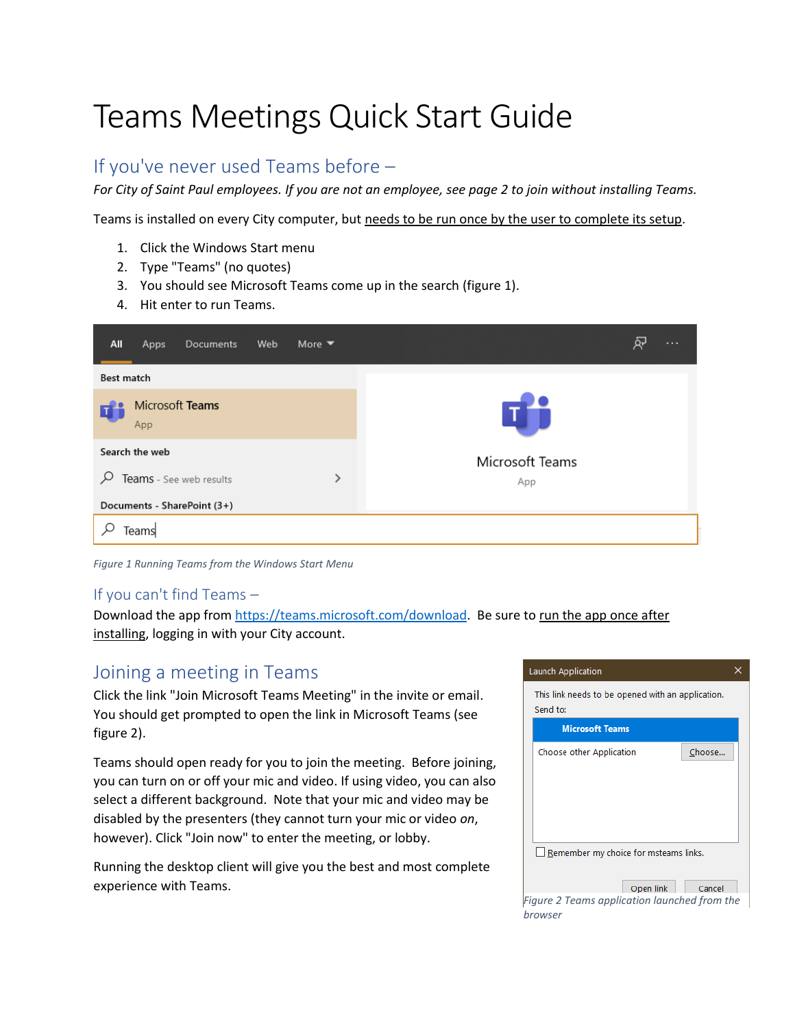# Teams Meetings Quick Start Guide

## If you've never used Teams before –

*For City of Saint Paul employees. If you are not an employee, see page 2 to join without installing Teams.*

Teams is installed on every City computer, but needs to be run once by the user to complete its setup.

1. Click the Windows Start menu
2. Type "Teams" (no quotes)
3. You should see Microsoft Teams come up in the search (figure 1).
4. Hit enter to run Teams.

*Figure 1 Running Teams from the Windows Start Menu*

## If you can't find Teams –

Download the app from https://teams.microsoft.com/download. Be sure to run the app once after installing, logging in with your City account.

## Joining a meeting in Teams

Click the link "Join Microsoft Teams Meeting" in the invite or email. You should get prompted to open the link in Microsoft Teams (see figure 2).

Teams should open ready for you to join the meeting. Before joining, you can turn on or off your mic and video. If using video, you can also select a different background. Note that your mic and video may be disabled by the presenters (they cannot turn your mic or video *on*, however). Click "Join now" to enter the meeting, or lobby.

Running the desktop client will give you the best and most complete experience with Teams.

*Figure 2 Teams application launched from the browser*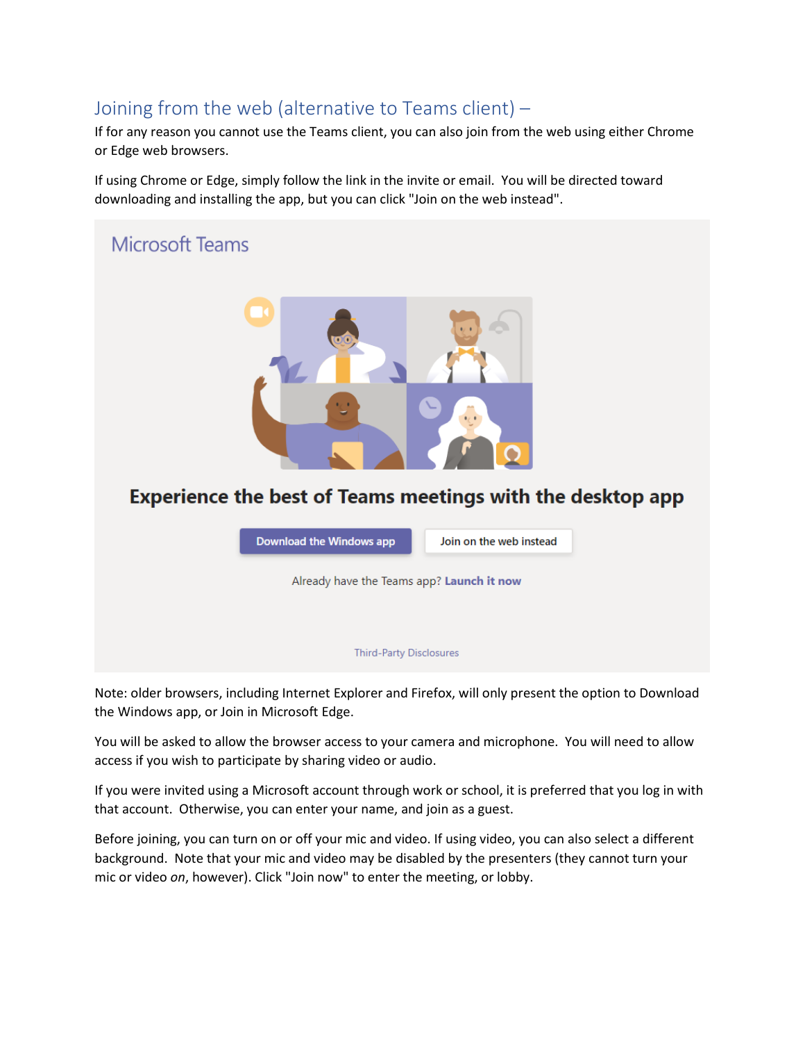## Joining from the web (alternative to Teams client) –

If for any reason you cannot use the Teams client, you can also join from the web using either Chrome or Edge web browsers.

If using Chrome or Edge, simply follow the link in the invite or email. You will be directed toward downloading and installing the app, but you can click "Join on the web instead".

Note: older browsers, including Internet Explorer and Firefox, will only present the option to Download the Windows app, or Join in Microsoft Edge.

You will be asked to allow the browser access to your camera and microphone. You will need to allow access if you wish to participate by sharing video or audio.

If you were invited using a Microsoft account through work or school, it is preferred that you log in with that account. Otherwise, you can enter your name, and join as a guest.

Before joining, you can turn on or off your mic and video. If using video, you can also select a different background. Note that your mic and video may be disabled by the presenters (they cannot turn your mic or video *on*, however). Click "Join now" to enter the meeting, or lobby.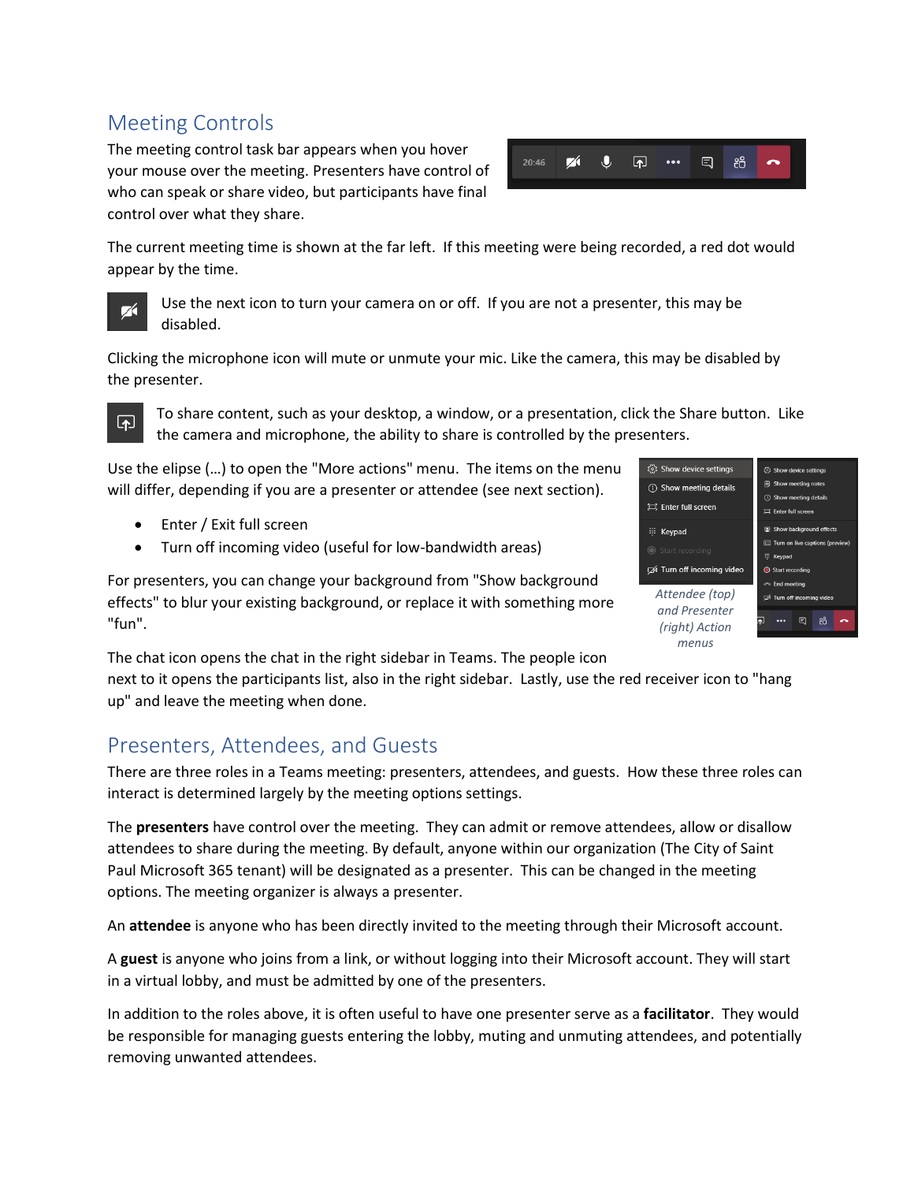## Meeting Controls

The meeting control task bar appears when you hover your mouse over the meeting. Presenters have control of who can speak or share video, but participants have final control over what they share.

The current meeting time is shown at the far left. If this meeting were being recorded, a red dot would appear by the time.

Use the next icon to turn your camera on or off. If you are not a presenter, this may be disabled.

Clicking the microphone icon will mute or unmute your mic. Like the camera, this may be disabled by the presenter.

To share content, such as your desktop, a window, or a presentation, click the Share button. Like the camera and microphone, the ability to share is controlled by the presenters.

Use the elipse (…) to open the "More actions" menu. The items on the menu will differ, depending if you are a presenter or attendee (see next section).

- Enter / Exit full screen
- Turn off incoming video (useful for low-bandwidth areas)

For presenters, you can change your background from "Show background effects" to blur your existing background, or replace it with something more "fun".

*Attendee (top) and Presenter (right) Action menus*

The chat icon opens the chat in the right sidebar in Teams. The people icon next to it opens the participants list, also in the right sidebar. Lastly, use the red receiver icon to "hang up" and leave the meeting when done.

## Presenters, Attendees, and Guests

There are three roles in a Teams meeting: presenters, attendees, and guests. How these three roles can interact is determined largely by the meeting options settings.

The **presenters** have control over the meeting. They can admit or remove attendees, allow or disallow attendees to share during the meeting. By default, anyone within our organization (The City of Saint Paul Microsoft 365 tenant) will be designated as a presenter. This can be changed in the meeting options. The meeting organizer is always a presenter.

An **attendee** is anyone who has been directly invited to the meeting through their Microsoft account.

A **guest** is anyone who joins from a link, or without logging into their Microsoft account. They will start in a virtual lobby, and must be admitted by one of the presenters.

In addition to the roles above, it is often useful to have one presenter serve as a **facilitator**. They would be responsible for managing guests entering the lobby, muting and unmuting attendees, and potentially removing unwanted attendees.